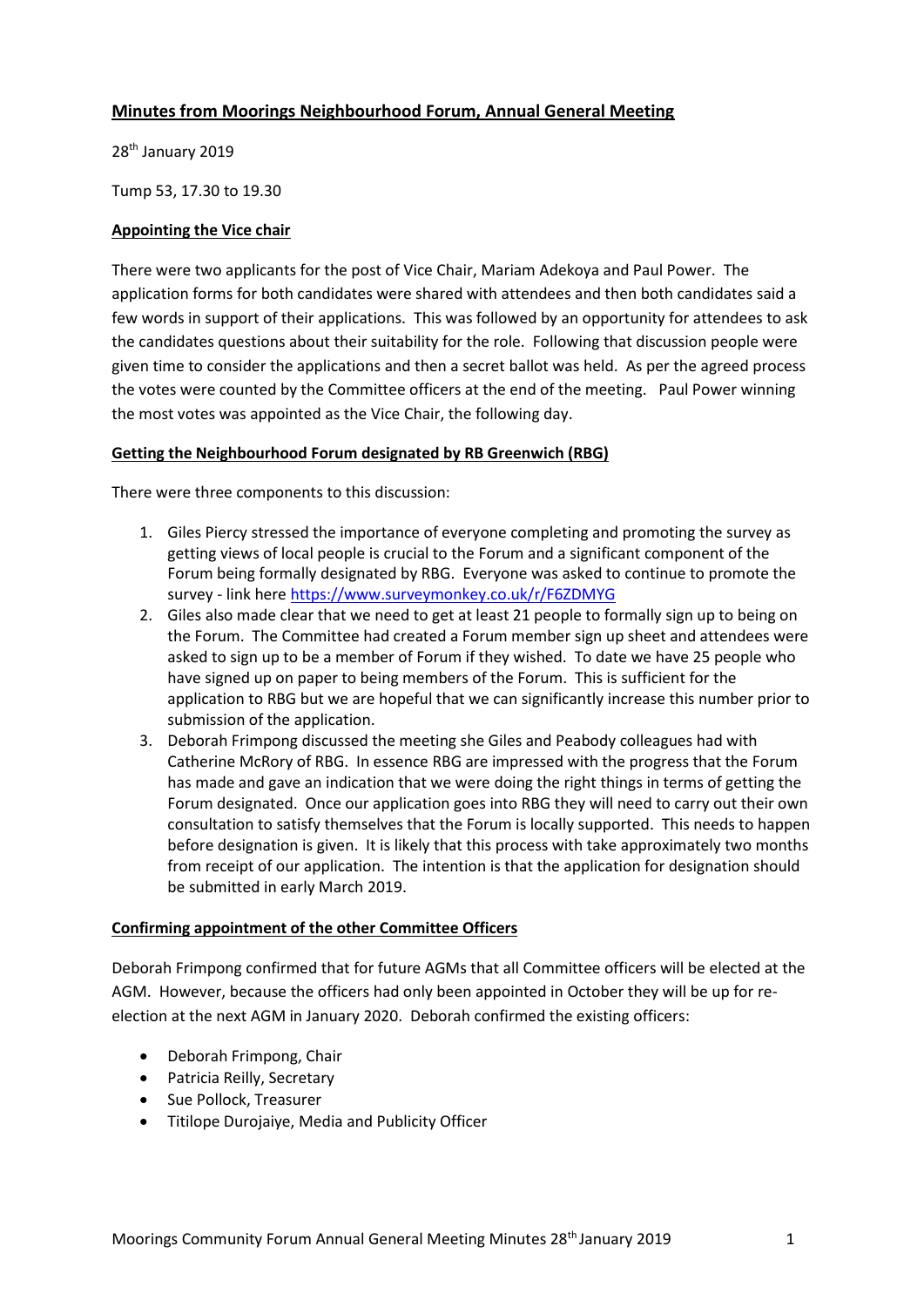## Minutes from Moorings Neighbourhood Forum, Annual General Meeting

28th January 2019

Tump 53, 17.30 to 19.30

### Appointing the Vice chair

There were two applicants for the post of Vice Chair, Mariam Adekoya and Paul Power. The application forms for both candidates were shared with attendees and then both candidates said a few words in support of their applications. This was followed by an opportunity for attendees to ask the candidates questions about their suitability for the role. Following that discussion people were given time to consider the applications and then a secret ballot was held. As per the agreed process the votes were counted by the Committee officers at the end of the meeting. Paul Power winning the most votes was appointed as the Vice Chair, the following day.

### Getting the Neighbourhood Forum designated by RB Greenwich (RBG)

There were three components to this discussion:

1. Giles Piercy stressed the importance of everyone completing and promoting the survey as getting views of local people is crucial to the Forum and a significant component of the Forum being formally designated by RBG. Everyone was asked to continue to promote the survey - link here https://www.surveymonkey.co.uk/r/F6ZDMYG
2. Giles also made clear that we need to get at least 21 people to formally sign up to being on the Forum. The Committee had created a Forum member sign up sheet and attendees were asked to sign up to be a member of Forum if they wished. To date we have 25 people who have signed up on paper to being members of the Forum. This is sufficient for the application to RBG but we are hopeful that we can significantly increase this number prior to submission of the application.
3. Deborah Frimpong discussed the meeting she Giles and Peabody colleagues had with Catherine McRory of RBG. In essence RBG are impressed with the progress that the Forum has made and gave an indication that we were doing the right things in terms of getting the Forum designated. Once our application goes into RBG they will need to carry out their own consultation to satisfy themselves that the Forum is locally supported. This needs to happen before designation is given. It is likely that this process with take approximately two months from receipt of our application. The intention is that the application for designation should be submitted in early March 2019.

### Confirming appointment of the other Committee Officers

Deborah Frimpong confirmed that for future AGMs that all Committee officers will be elected at the AGM. However, because the officers had only been appointed in October they will be up for re-election at the next AGM in January 2020. Deborah confirmed the existing officers:

- Deborah Frimpong, Chair
- Patricia Reilly, Secretary
- Sue Pollock, Treasurer
- Titilope Durojaiye, Media and Publicity Officer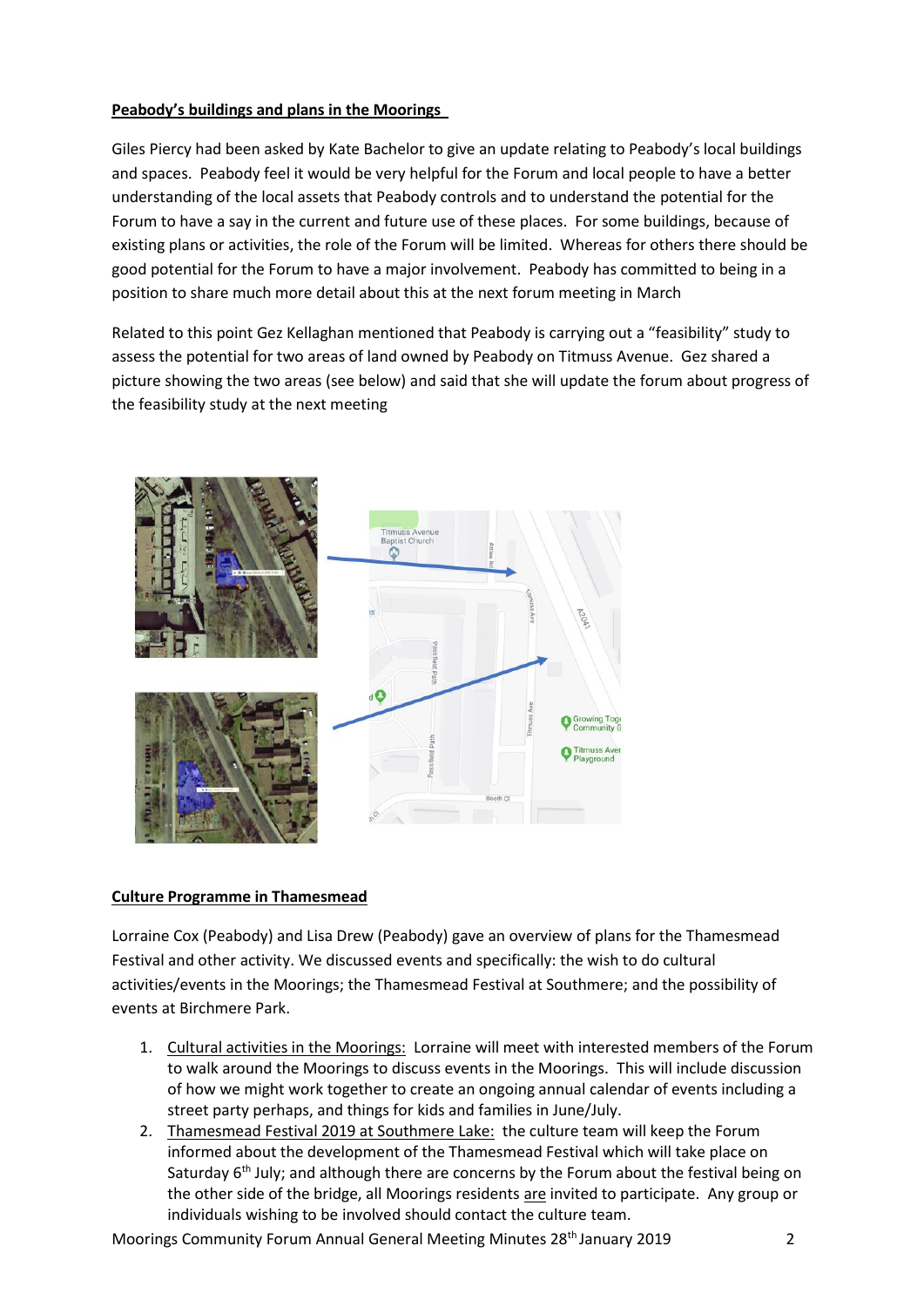**Peabody's buildings and plans in the Moorings**

Giles Piercy had been asked by Kate Bachelor to give an update relating to Peabody's local buildings and spaces. Peabody feel it would be very helpful for the Forum and local people to have a better understanding of the local assets that Peabody controls and to understand the potential for the Forum to have a say in the current and future use of these places. For some buildings, because of existing plans or activities, the role of the Forum will be limited. Whereas for others there should be good potential for the Forum to have a major involvement. Peabody has committed to being in a position to share much more detail about this at the next forum meeting in March

Related to this point Gez Kellaghan mentioned that Peabody is carrying out a "feasibility" study to assess the potential for two areas of land owned by Peabody on Titmuss Avenue. Gez shared a picture showing the two areas (see below) and said that she will update the forum about progress of the feasibility study at the next meeting

**Culture Programme in Thamesmead**

Lorraine Cox (Peabody) and Lisa Drew (Peabody) gave an overview of plans for the Thamesmead Festival and other activity. We discussed events and specifically: the wish to do cultural activities/events in the Moorings; the Thamesmead Festival at Southmere; and the possibility of events at Birchmere Park.

1. Cultural activities in the Moorings: Lorraine will meet with interested members of the Forum to walk around the Moorings to discuss events in the Moorings. This will include discussion of how we might work together to create an ongoing annual calendar of events including a street party perhaps, and things for kids and families in June/July.
2. Thamesmead Festival 2019 at Southmere Lake: the culture team will keep the Forum informed about the development of the Thamesmead Festival which will take place on Saturday 6th July; and although there are concerns by the Forum about the festival being on the other side of the bridge, all Moorings residents are invited to participate. Any group or individuals wishing to be involved should contact the culture team.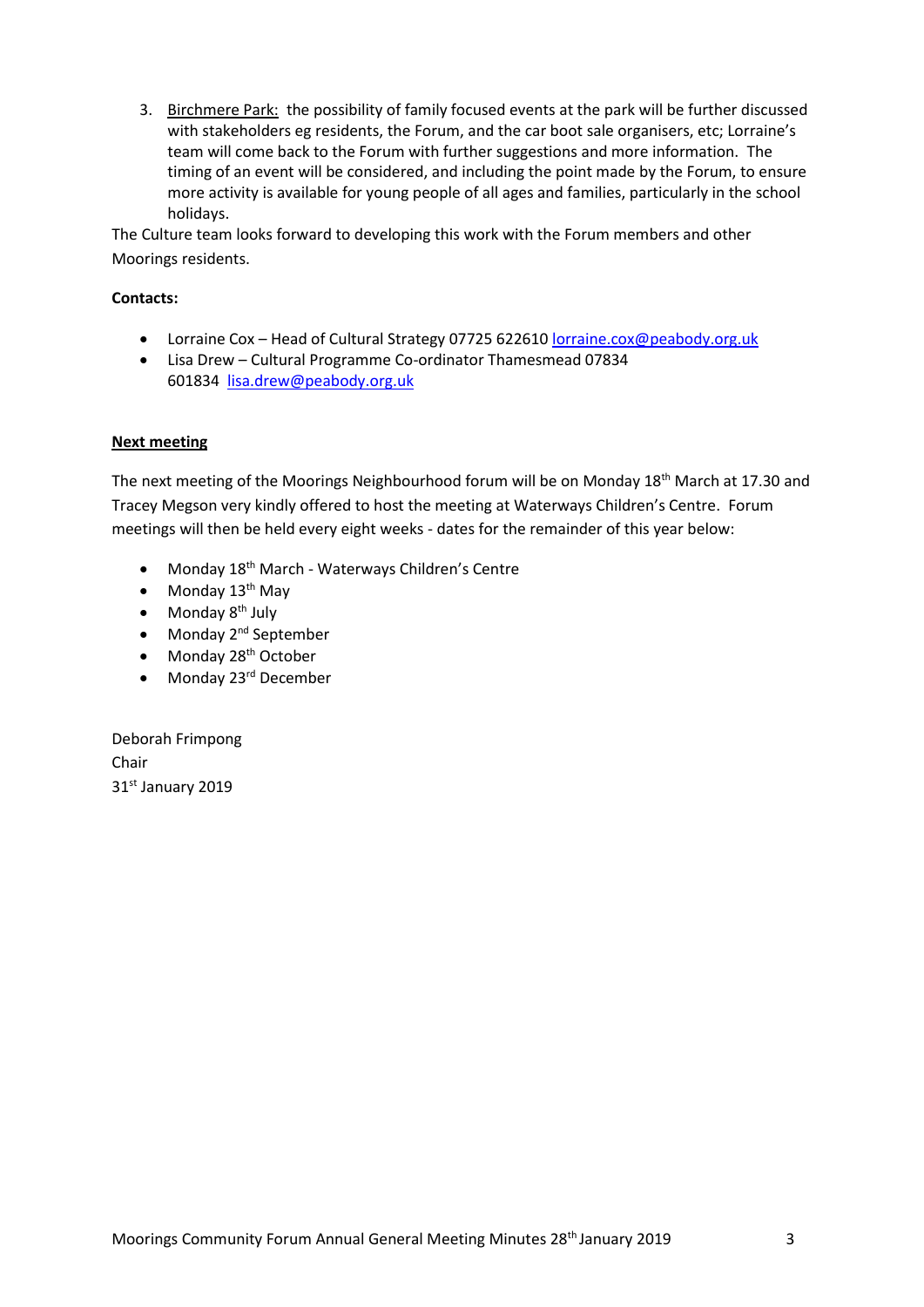3. <u>Birchmere Park:</u> the possibility of family focused events at the park will be further discussed with stakeholders eg residents, the Forum, and the car boot sale organisers, etc; Lorraine's team will come back to the Forum with further suggestions and more information. The timing of an event will be considered, and including the point made by the Forum, to ensure more activity is available for young people of all ages and families, particularly in the school holidays.

The Culture team looks forward to developing this work with the Forum members and other Moorings residents.

**Contacts:**

- Lorraine Cox – Head of Cultural Strategy 07725 622610 lorraine.cox@peabody.org.uk
- Lisa Drew – Cultural Programme Co-ordinator Thamesmead 07834 601834 lisa.drew@peabody.org.uk

**<u>Next meeting</u>**

The next meeting of the Moorings Neighbourhood forum will be on Monday 18th March at 17.30 and Tracey Megson very kindly offered to host the meeting at Waterways Children's Centre. Forum meetings will then be held every eight weeks - dates for the remainder of this year below:

- Monday 18th March - Waterways Children's Centre
- Monday 13th May
- Monday 8th July
- Monday 2nd September
- Monday 28th October
- Monday 23rd December

Deborah Frimpong
Chair
31st January 2019